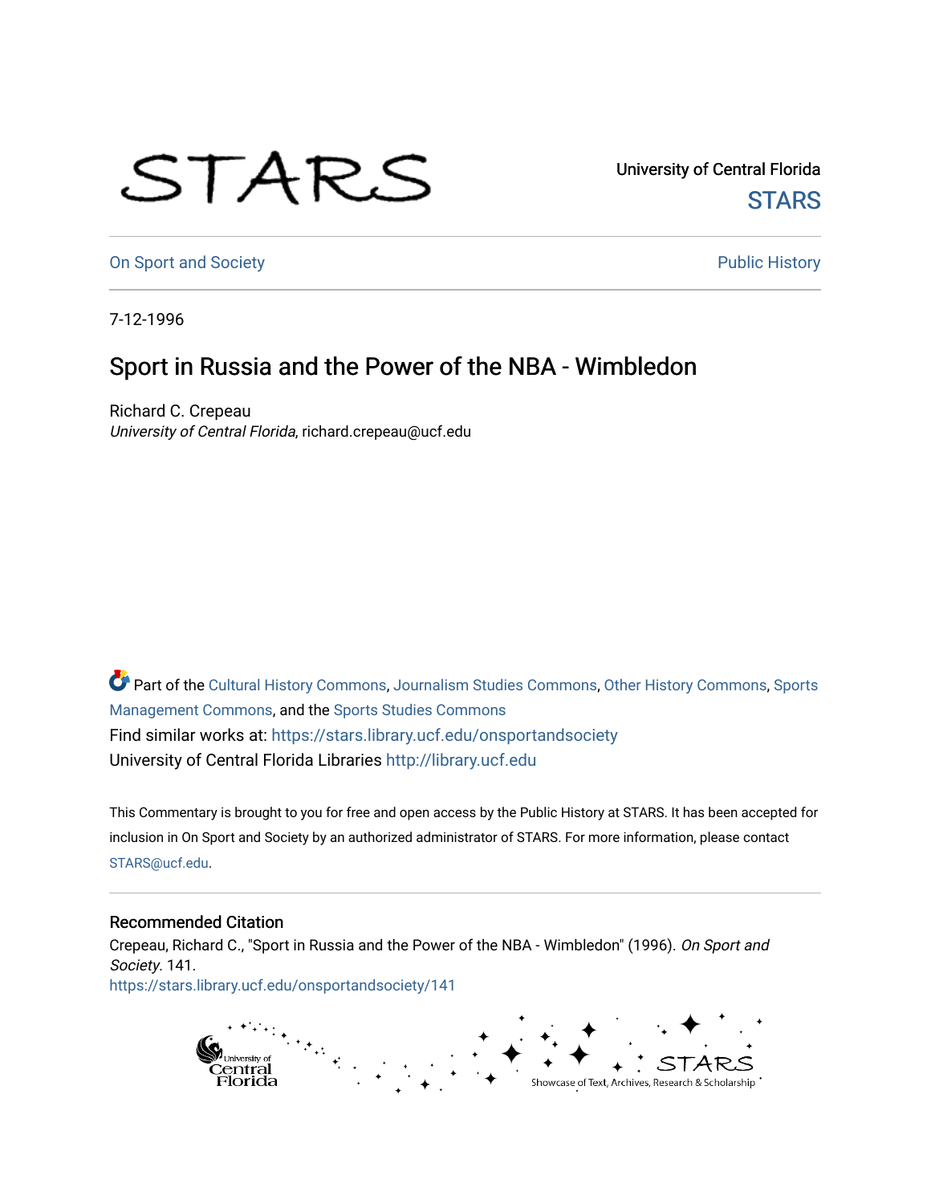University of Central Florida

STARS

On Sport and Society

Public History

7-12-1996

# Sport in Russia and the Power of the NBA - Wimbledon

Richard C. Crepeau
*University of Central Florida*, richard.crepeau@ucf.edu

Part of the Cultural History Commons, Journalism Studies Commons, Other History Commons, Sports Management Commons, and the Sports Studies Commons

Find similar works at: https://stars.library.ucf.edu/onsportandsociety

University of Central Florida Libraries http://library.ucf.edu

This Commentary is brought to you for free and open access by the Public History at STARS. It has been accepted for inclusion in On Sport and Society by an authorized administrator of STARS. For more information, please contact STARS@ucf.edu.

## Recommended Citation

Crepeau, Richard C., "Sport in Russia and the Power of the NBA - Wimbledon" (1996). *On Sport and Society*. 141.
https://stars.library.ucf.edu/onsportandsociety/141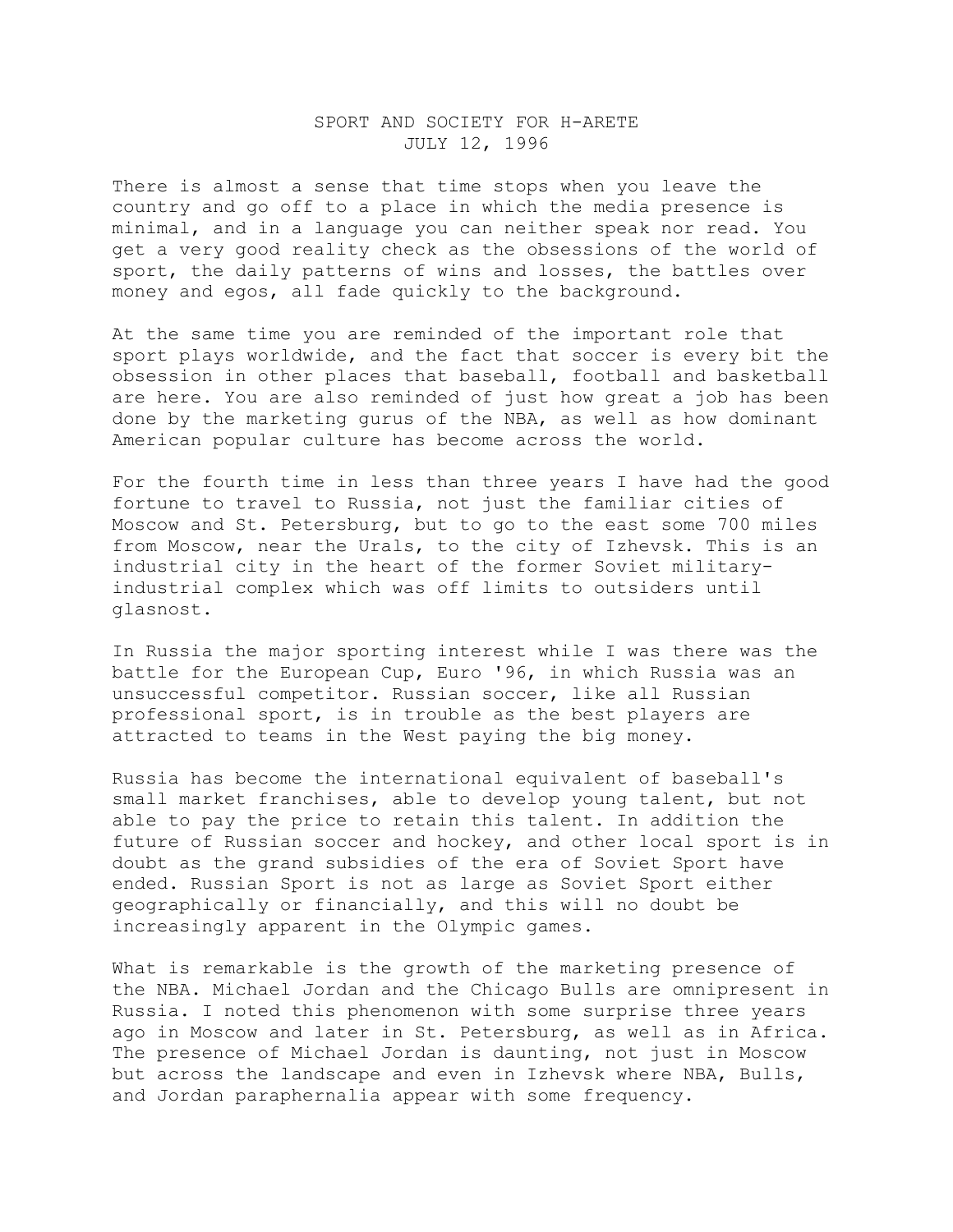# SPORT AND SOCIETY FOR H-ARETE
## JULY 12, 1996

There is almost a sense that time stops when you leave the country and go off to a place in which the media presence is minimal, and in a language you can neither speak nor read. You get a very good reality check as the obsessions of the world of sport, the daily patterns of wins and losses, the battles over money and egos, all fade quickly to the background.

At the same time you are reminded of the important role that sport plays worldwide, and the fact that soccer is every bit the obsession in other places that baseball, football and basketball are here. You are also reminded of just how great a job has been done by the marketing gurus of the NBA, as well as how dominant American popular culture has become across the world.

For the fourth time in less than three years I have had the good fortune to travel to Russia, not just the familiar cities of Moscow and St. Petersburg, but to go to the east some 700 miles from Moscow, near the Urals, to the city of Izhevsk. This is an industrial city in the heart of the former Soviet military-industrial complex which was off limits to outsiders until glasnost.

In Russia the major sporting interest while I was there was the battle for the European Cup, Euro '96, in which Russia was an unsuccessful competitor. Russian soccer, like all Russian professional sport, is in trouble as the best players are attracted to teams in the West paying the big money.

Russia has become the international equivalent of baseball's small market franchises, able to develop young talent, but not able to pay the price to retain this talent. In addition the future of Russian soccer and hockey, and other local sport is in doubt as the grand subsidies of the era of Soviet Sport have ended. Russian Sport is not as large as Soviet Sport either geographically or financially, and this will no doubt be increasingly apparent in the Olympic games.

What is remarkable is the growth of the marketing presence of the NBA. Michael Jordan and the Chicago Bulls are omnipresent in Russia. I noted this phenomenon with some surprise three years ago in Moscow and later in St. Petersburg, as well as in Africa. The presence of Michael Jordan is daunting, not just in Moscow but across the landscape and even in Izhevsk where NBA, Bulls, and Jordan paraphernalia appear with some frequency.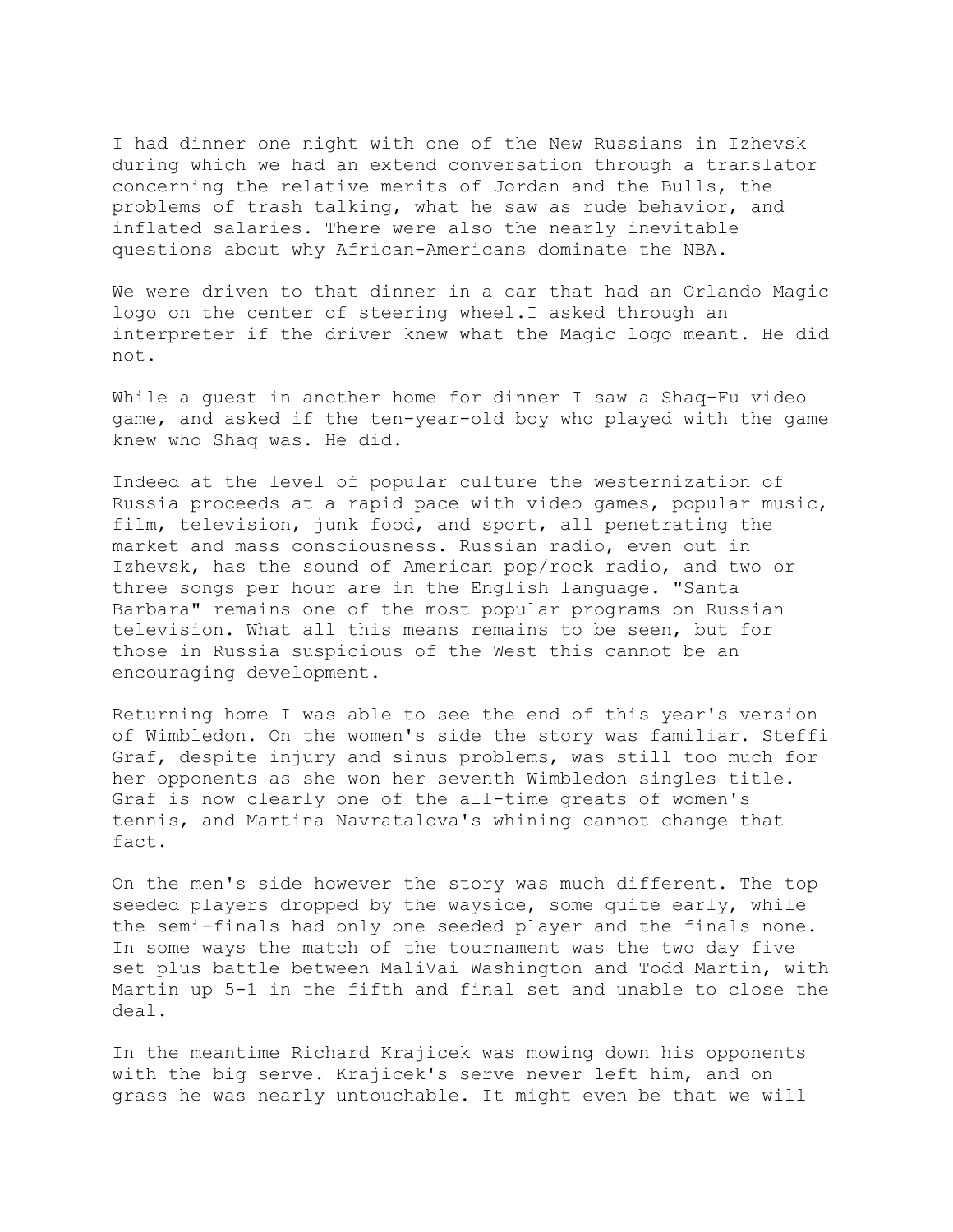I had dinner one night with one of the New Russians in Izhevsk during which we had an extend conversation through a translator concerning the relative merits of Jordan and the Bulls, the problems of trash talking, what he saw as rude behavior, and inflated salaries. There were also the nearly inevitable questions about why African-Americans dominate the NBA.

We were driven to that dinner in a car that had an Orlando Magic logo on the center of steering wheel.I asked through an interpreter if the driver knew what the Magic logo meant. He did not.

While a guest in another home for dinner I saw a Shaq-Fu video game, and asked if the ten-year-old boy who played with the game knew who Shaq was. He did.

Indeed at the level of popular culture the westernization of Russia proceeds at a rapid pace with video games, popular music, film, television, junk food, and sport, all penetrating the market and mass consciousness. Russian radio, even out in Izhevsk, has the sound of American pop/rock radio, and two or three songs per hour are in the English language. "Santa Barbara" remains one of the most popular programs on Russian television. What all this means remains to be seen, but for those in Russia suspicious of the West this cannot be an encouraging development.

Returning home I was able to see the end of this year's version of Wimbledon. On the women's side the story was familiar. Steffi Graf, despite injury and sinus problems, was still too much for her opponents as she won her seventh Wimbledon singles title. Graf is now clearly one of the all-time greats of women's tennis, and Martina Navratalova's whining cannot change that fact.

On the men's side however the story was much different. The top seeded players dropped by the wayside, some quite early, while the semi-finals had only one seeded player and the finals none. In some ways the match of the tournament was the two day five set plus battle between MaliVai Washington and Todd Martin, with Martin up 5-1 in the fifth and final set and unable to close the deal.

In the meantime Richard Krajicek was mowing down his opponents with the big serve. Krajicek's serve never left him, and on grass he was nearly untouchable. It might even be that we will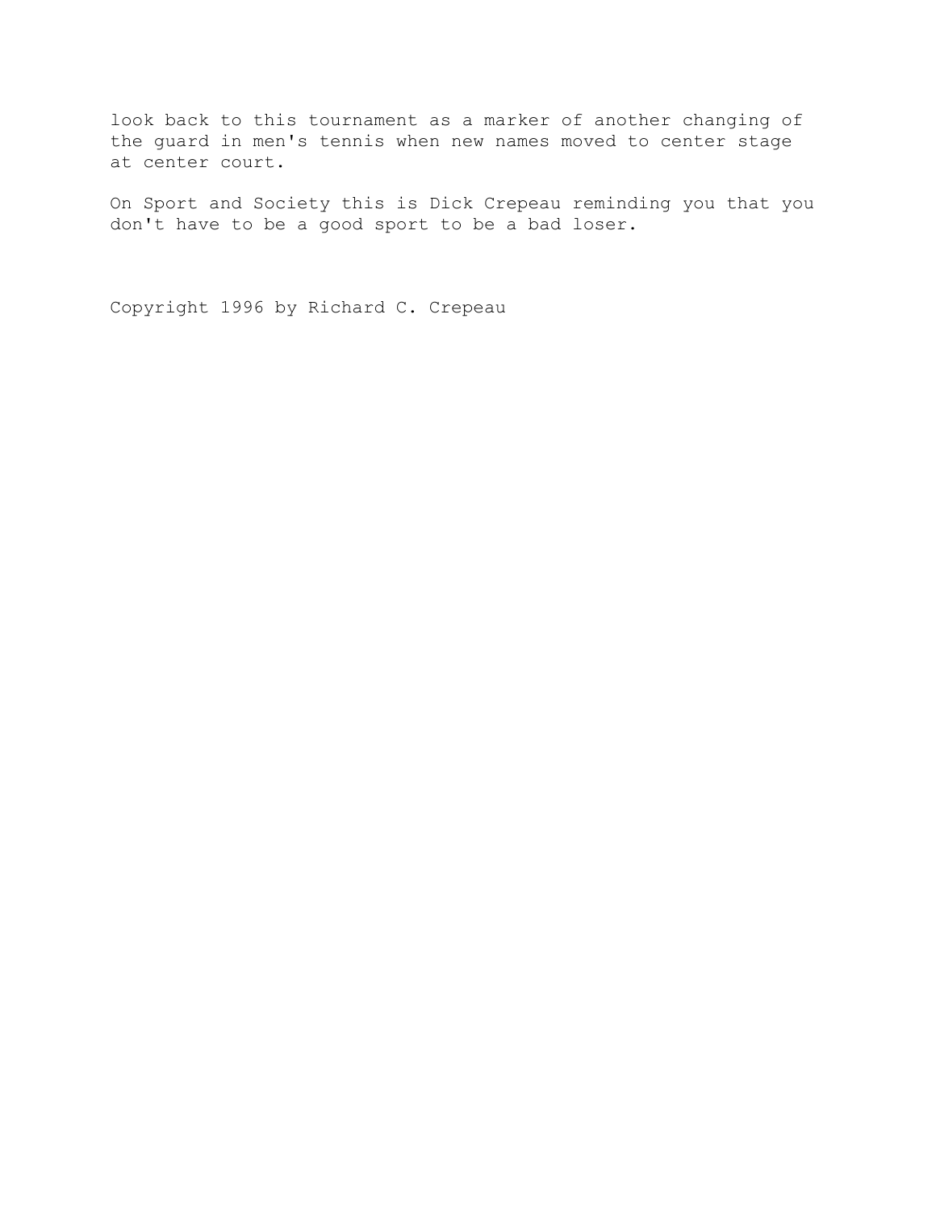look back to this tournament as a marker of another changing of the guard in men's tennis when new names moved to center stage at center court.

On Sport and Society this is Dick Crepeau reminding you that you don't have to be a good sport to be a bad loser.

Copyright 1996 by Richard C. Crepeau